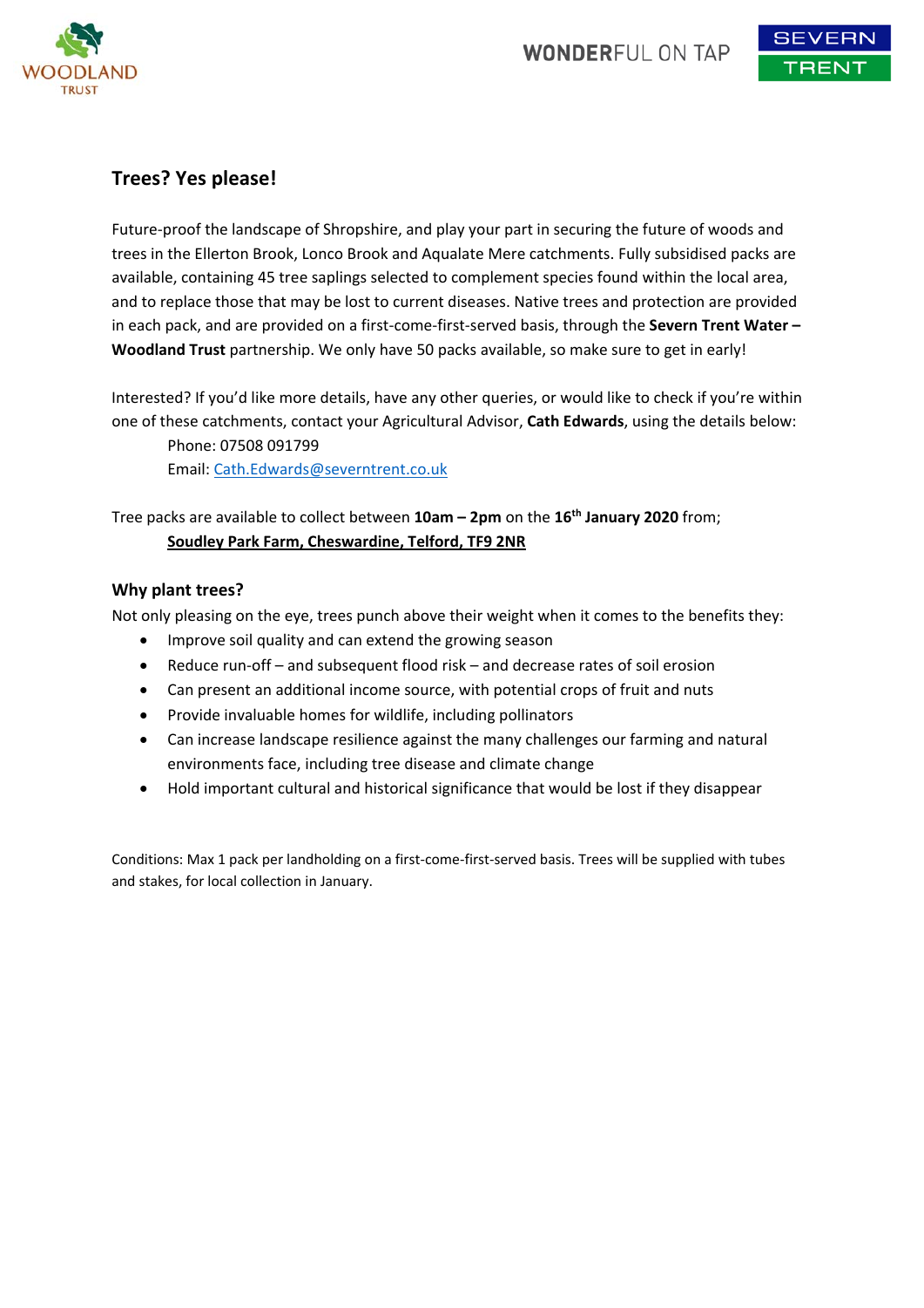## Trees? Yes please!

Future-proof the landscape of Shropshire, and play your part in securing the future of woods and trees in the Ellerton Brook, Lonco Brook and Aqualate Mere catchments. Fully subsidised packs are available, containing 45 tree saplings selected to complement species found within the local area, and to replace those that may be lost to current diseases. Native trees and protection are provided in each pack, and are provided on a first-come-first-served basis, through the **Severn Trent Water – Woodland Trust** partnership. We only have 50 packs available, so make sure to get in early!

Interested? If you'd like more details, have any other queries, or would like to check if you're within one of these catchments, contact your Agricultural Advisor, **Cath Edwards**, using the details below:

Phone: 07508 091799
Email: Cath.Edwards@severntrent.co.uk

Tree packs are available to collect between **10am – 2pm** on the **16th January 2020** from;

**Soudley Park Farm, Cheswardine, Telford, TF9 2NR**

### Why plant trees?

Not only pleasing on the eye, trees punch above their weight when it comes to the benefits they:

- Improve soil quality and can extend the growing season
- Reduce run-off – and subsequent flood risk – and decrease rates of soil erosion
- Can present an additional income source, with potential crops of fruit and nuts
- Provide invaluable homes for wildlife, including pollinators
- Can increase landscape resilience against the many challenges our farming and natural environments face, including tree disease and climate change
- Hold important cultural and historical significance that would be lost if they disappear

Conditions: Max 1 pack per landholding on a first-come-first-served basis. Trees will be supplied with tubes and stakes, for local collection in January.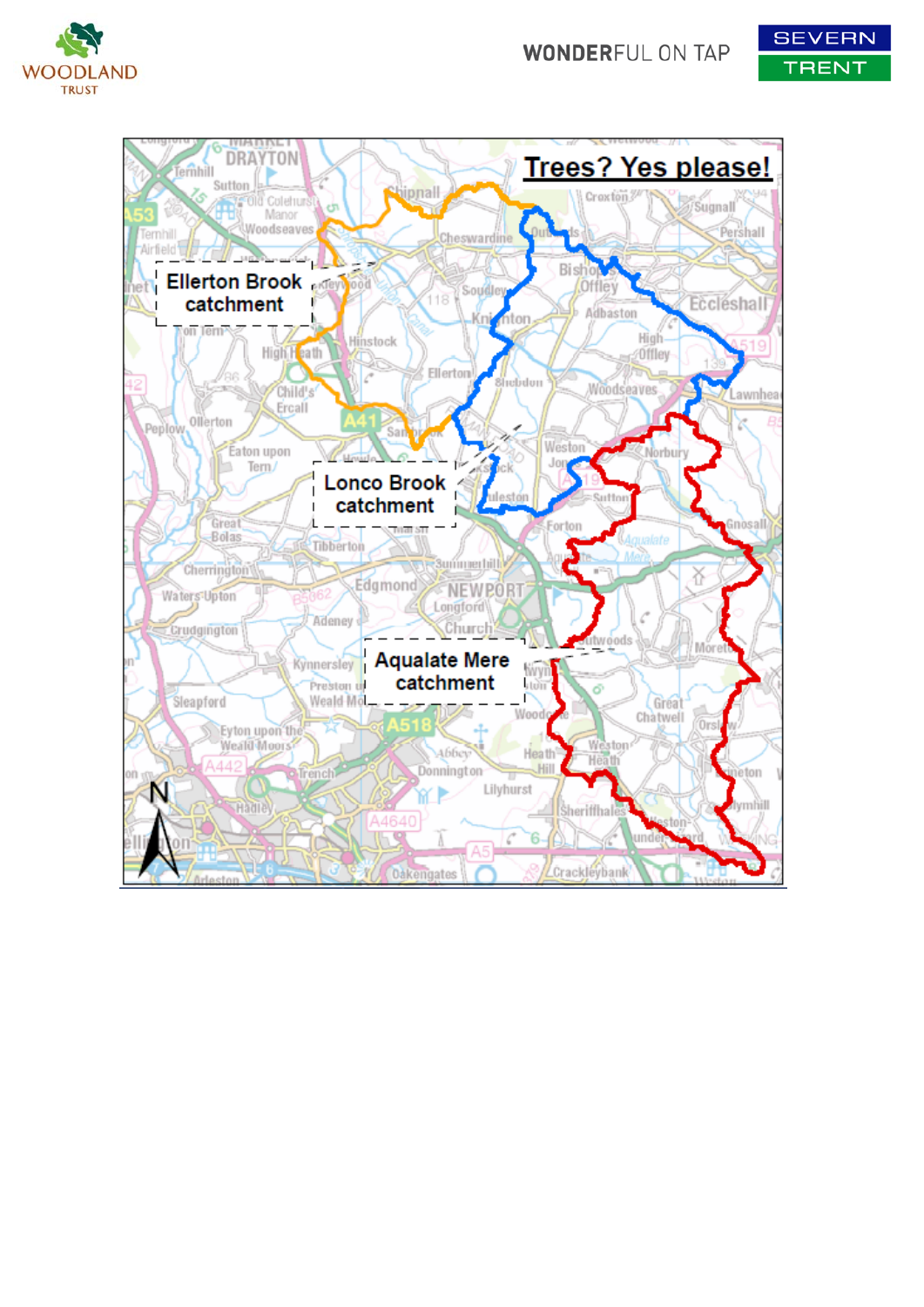Trees? Yes please!

Ellerton Brook catchment

Lonco Brook catchment

Aqualate Mere catchment

N